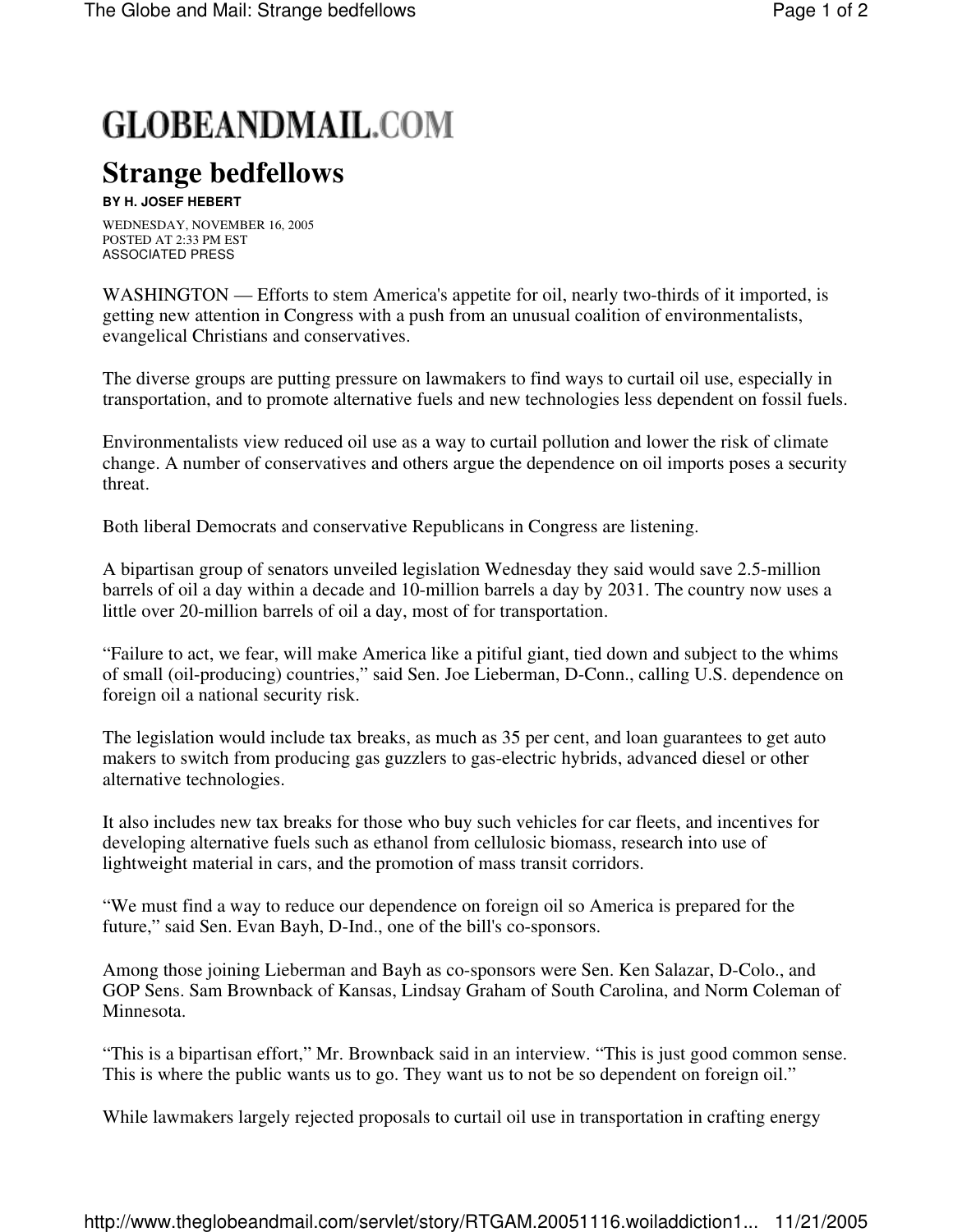GLOBEANDMAIL.COM

# Strange bedfellows

**BY H. JOSEF HEBERT**

WEDNESDAY, NOVEMBER 16, 2005
POSTED AT 2:33 PM EST
ASSOCIATED PRESS

WASHINGTON — Efforts to stem America's appetite for oil, nearly two-thirds of it imported, is getting new attention in Congress with a push from an unusual coalition of environmentalists, evangelical Christians and conservatives.

The diverse groups are putting pressure on lawmakers to find ways to curtail oil use, especially in transportation, and to promote alternative fuels and new technologies less dependent on fossil fuels.

Environmentalists view reduced oil use as a way to curtail pollution and lower the risk of climate change. A number of conservatives and others argue the dependence on oil imports poses a security threat.

Both liberal Democrats and conservative Republicans in Congress are listening.

A bipartisan group of senators unveiled legislation Wednesday they said would save 2.5-million barrels of oil a day within a decade and 10-million barrels a day by 2031. The country now uses a little over 20-million barrels of oil a day, most of for transportation.

"Failure to act, we fear, will make America like a pitiful giant, tied down and subject to the whims of small (oil-producing) countries," said Sen. Joe Lieberman, D-Conn., calling U.S. dependence on foreign oil a national security risk.

The legislation would include tax breaks, as much as 35 per cent, and loan guarantees to get auto makers to switch from producing gas guzzlers to gas-electric hybrids, advanced diesel or other alternative technologies.

It also includes new tax breaks for those who buy such vehicles for car fleets, and incentives for developing alternative fuels such as ethanol from cellulosic biomass, research into use of lightweight material in cars, and the promotion of mass transit corridors.

"We must find a way to reduce our dependence on foreign oil so America is prepared for the future," said Sen. Evan Bayh, D-Ind., one of the bill's co-sponsors.

Among those joining Lieberman and Bayh as co-sponsors were Sen. Ken Salazar, D-Colo., and GOP Sens. Sam Brownback of Kansas, Lindsay Graham of South Carolina, and Norm Coleman of Minnesota.

"This is a bipartisan effort," Mr. Brownback said in an interview. "This is just good common sense. This is where the public wants us to go. They want us to not be so dependent on foreign oil."

While lawmakers largely rejected proposals to curtail oil use in transportation in crafting energy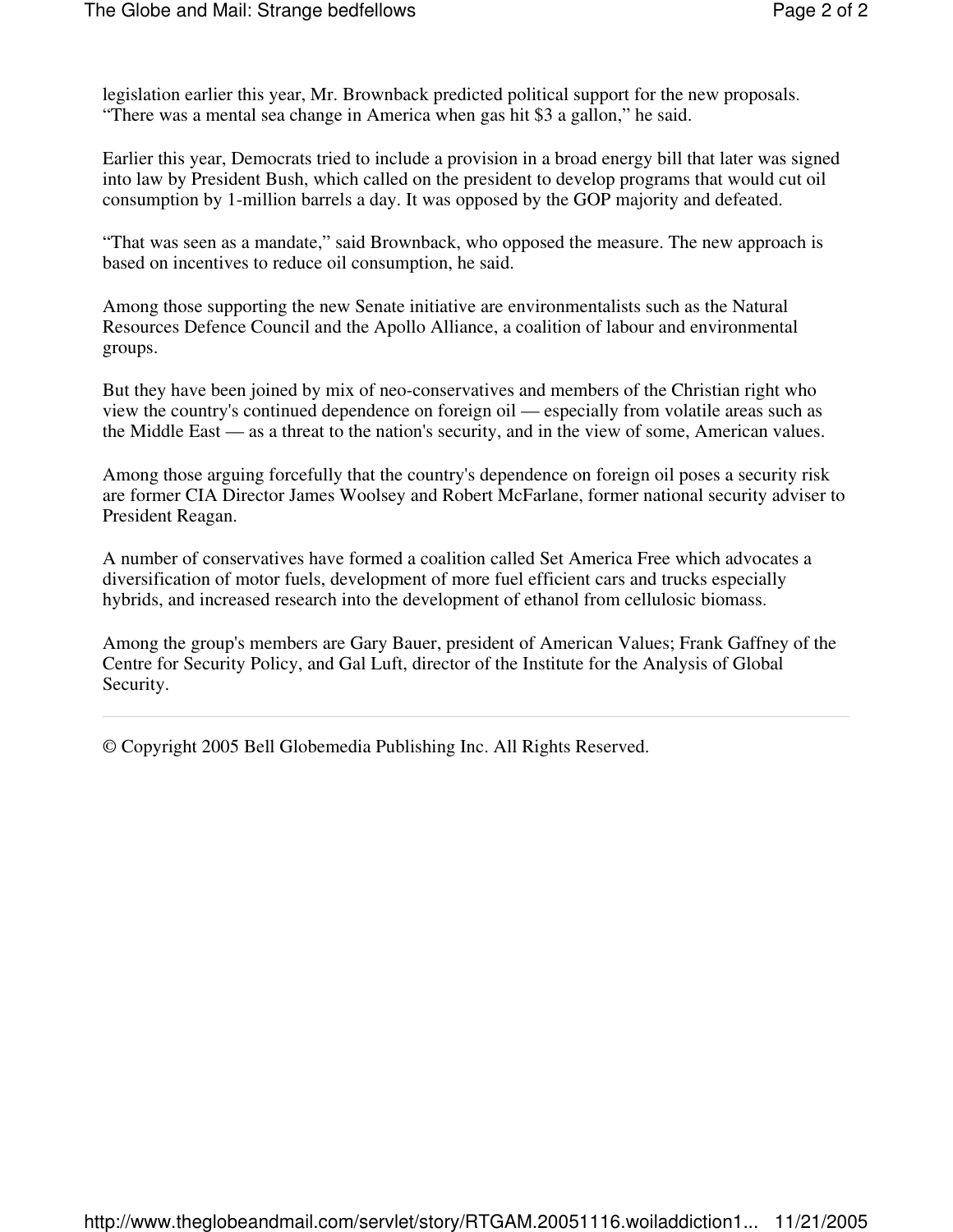legislation earlier this year, Mr. Brownback predicted political support for the new proposals. “There was a mental sea change in America when gas hit $3 a gallon,” he said.

Earlier this year, Democrats tried to include a provision in a broad energy bill that later was signed into law by President Bush, which called on the president to develop programs that would cut oil consumption by 1-million barrels a day. It was opposed by the GOP majority and defeated.

“That was seen as a mandate,” said Brownback, who opposed the measure. The new approach is based on incentives to reduce oil consumption, he said.

Among those supporting the new Senate initiative are environmentalists such as the Natural Resources Defence Council and the Apollo Alliance, a coalition of labour and environmental groups.

But they have been joined by mix of neo-conservatives and members of the Christian right who view the country's continued dependence on foreign oil — especially from volatile areas such as the Middle East — as a threat to the nation's security, and in the view of some, American values.

Among those arguing forcefully that the country's dependence on foreign oil poses a security risk are former CIA Director James Woolsey and Robert McFarlane, former national security adviser to President Reagan.

A number of conservatives have formed a coalition called Set America Free which advocates a diversification of motor fuels, development of more fuel efficient cars and trucks especially hybrids, and increased research into the development of ethanol from cellulosic biomass.

Among the group's members are Gary Bauer, president of American Values; Frank Gaffney of the Centre for Security Policy, and Gal Luft, director of the Institute for the Analysis of Global Security.

---

© Copyright 2005 Bell Globemedia Publishing Inc. All Rights Reserved.